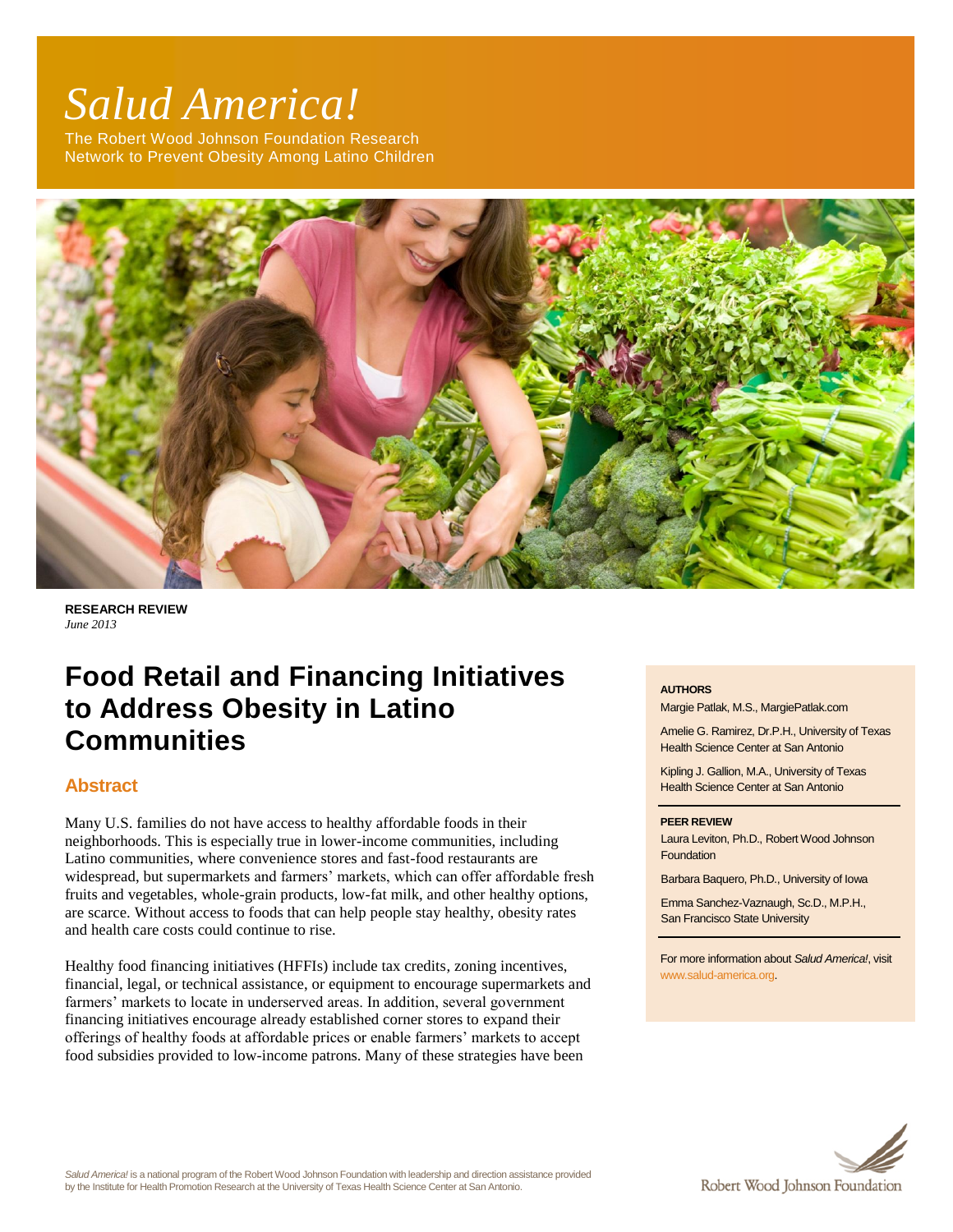# *Salud America!*

The Robert Wood Johnson Foundation Research Network to Prevent Obesity Among Latino Children

**RESEARCH REVIEW**
*June 2013*

# Food Retail and Financing Initiatives to Address Obesity in Latino Communities

## Abstract

Many U.S. families do not have access to healthy affordable foods in their neighborhoods. This is especially true in lower-income communities, including Latino communities, where convenience stores and fast-food restaurants are widespread, but supermarkets and farmers' markets, which can offer affordable fresh fruits and vegetables, whole-grain products, low-fat milk, and other healthy options, are scarce. Without access to foods that can help people stay healthy, obesity rates and health care costs could continue to rise.

Healthy food financing initiatives (HFFIs) include tax credits, zoning incentives, financial, legal, or technical assistance, or equipment to encourage supermarkets and farmers' markets to locate in underserved areas. In addition, several government financing initiatives encourage already established corner stores to expand their offerings of healthy foods at affordable prices or enable farmers' markets to accept food subsidies provided to low-income patrons. Many of these strategies have been

**AUTHORS**

Margie Patlak, M.S., MargiePatlak.com

Amelie G. Ramirez, Dr.P.H., University of Texas Health Science Center at San Antonio

Kipling J. Gallion, M.A., University of Texas Health Science Center at San Antonio

**PEER REVIEW**

Laura Leviton, Ph.D., Robert Wood Johnson Foundation

Barbara Baquero, Ph.D., University of Iowa

Emma Sanchez-Vaznaugh, Sc.D., M.P.H., San Francisco State University

For more information about *Salud America!*, visit www.salud-america.org.

*Salud America!* is a national program of the Robert Wood Johnson Foundation with leadership and direction assistance provided by the Institute for Health Promotion Research at the University of Texas Health Science Center at San Antonio.

Robert Wood Johnson Foundation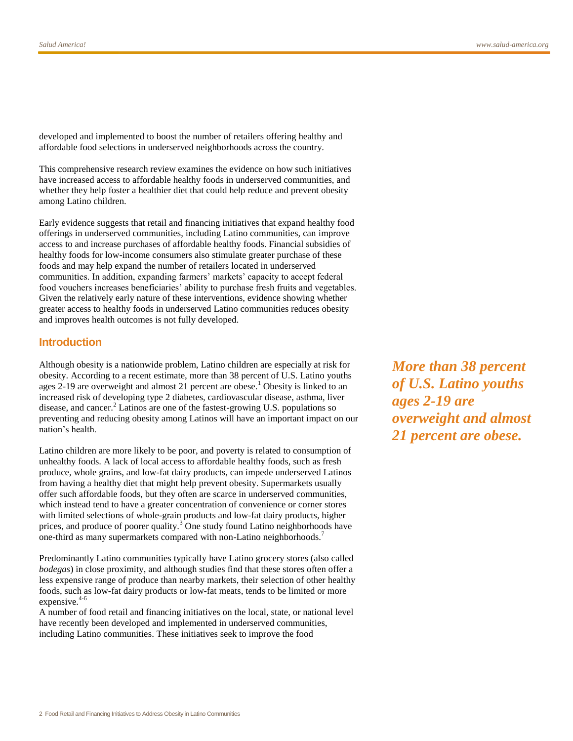developed and implemented to boost the number of retailers offering healthy and affordable food selections in underserved neighborhoods across the country.

This comprehensive research review examines the evidence on how such initiatives have increased access to affordable healthy foods in underserved communities, and whether they help foster a healthier diet that could help reduce and prevent obesity among Latino children.

Early evidence suggests that retail and financing initiatives that expand healthy food offerings in underserved communities, including Latino communities, can improve access to and increase purchases of affordable healthy foods. Financial subsidies of healthy foods for low-income consumers also stimulate greater purchase of these foods and may help expand the number of retailers located in underserved communities. In addition, expanding farmers' markets' capacity to accept federal food vouchers increases beneficiaries' ability to purchase fresh fruits and vegetables. Given the relatively early nature of these interventions, evidence showing whether greater access to healthy foods in underserved Latino communities reduces obesity and improves health outcomes is not fully developed.

## Introduction

Although obesity is a nationwide problem, Latino children are especially at risk for obesity. According to a recent estimate, more than 38 percent of U.S. Latino youths ages 2-19 are overweight and almost 21 percent are obese.[1] Obesity is linked to an increased risk of developing type 2 diabetes, cardiovascular disease, asthma, liver disease, and cancer.[2] Latinos are one of the fastest-growing U.S. populations so preventing and reducing obesity among Latinos will have an important impact on our nation's health.

***More than 38 percent of U.S. Latino youths ages 2-19 are overweight and almost 21 percent are obese.***

Latino children are more likely to be poor, and poverty is related to consumption of unhealthy foods. A lack of local access to affordable healthy foods, such as fresh produce, whole grains, and low-fat dairy products, can impede underserved Latinos from having a healthy diet that might help prevent obesity. Supermarkets usually offer such affordable foods, but they often are scarce in underserved communities, which instead tend to have a greater concentration of convenience or corner stores with limited selections of whole-grain products and low-fat dairy products, higher prices, and produce of poorer quality.[3] One study found Latino neighborhoods have one-third as many supermarkets compared with non-Latino neighborhoods.[7]

Predominantly Latino communities typically have Latino grocery stores (also called *bodegas*) in close proximity, and although studies find that these stores often offer a less expensive range of produce than nearby markets, their selection of other healthy foods, such as low-fat dairy products or low-fat meats, tends to be limited or more expensive.[4-6]

A number of food retail and financing initiatives on the local, state, or national level have recently been developed and implemented in underserved communities, including Latino communities. These initiatives seek to improve the food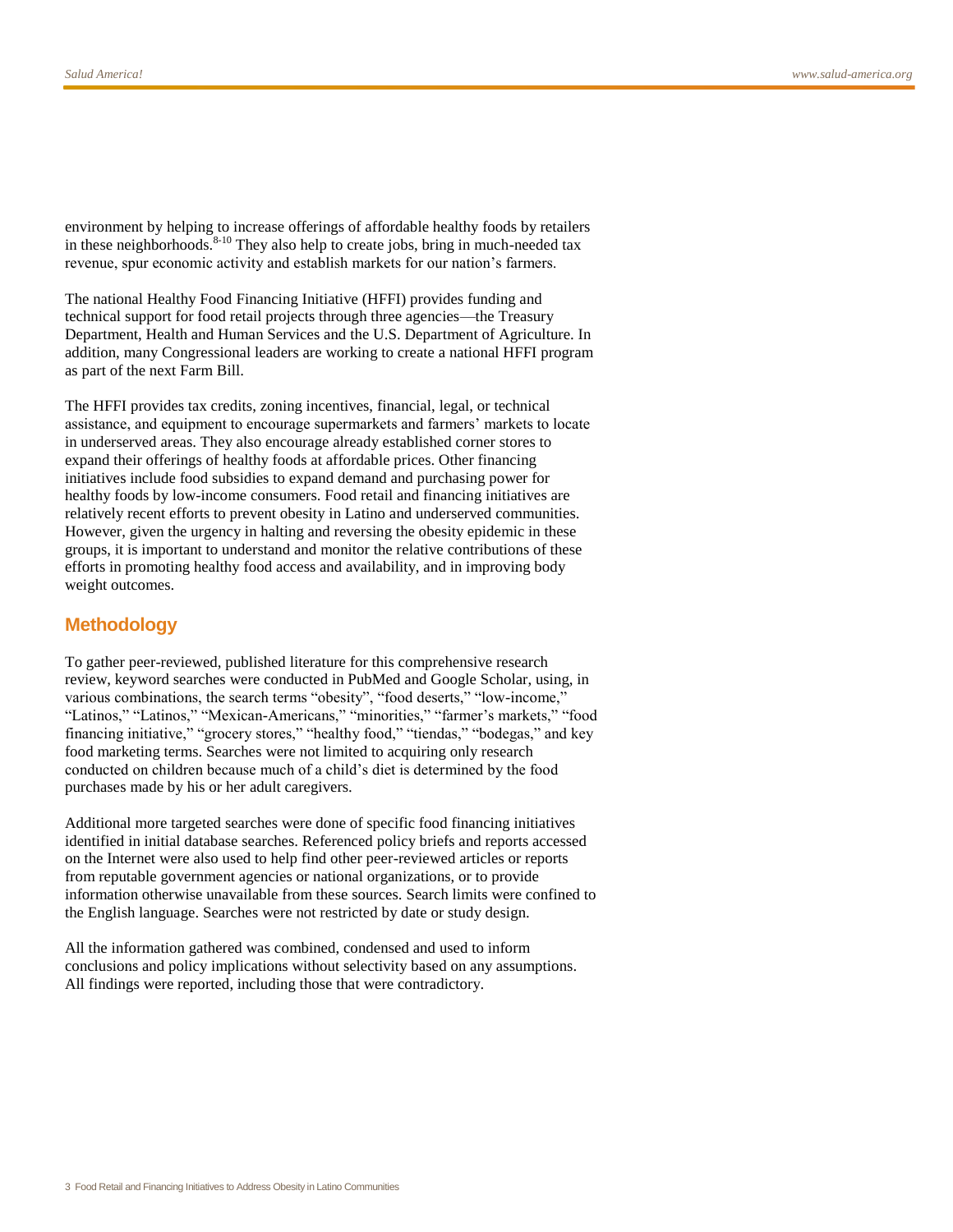environment by helping to increase offerings of affordable healthy foods by retailers in these neighborhoods.[8-10] They also help to create jobs, bring in much-needed tax revenue, spur economic activity and establish markets for our nation's farmers.

The national Healthy Food Financing Initiative (HFFI) provides funding and technical support for food retail projects through three agencies—the Treasury Department, Health and Human Services and the U.S. Department of Agriculture. In addition, many Congressional leaders are working to create a national HFFI program as part of the next Farm Bill.

The HFFI provides tax credits, zoning incentives, financial, legal, or technical assistance, and equipment to encourage supermarkets and farmers' markets to locate in underserved areas. They also encourage already established corner stores to expand their offerings of healthy foods at affordable prices. Other financing initiatives include food subsidies to expand demand and purchasing power for healthy foods by low-income consumers. Food retail and financing initiatives are relatively recent efforts to prevent obesity in Latino and underserved communities. However, given the urgency in halting and reversing the obesity epidemic in these groups, it is important to understand and monitor the relative contributions of these efforts in promoting healthy food access and availability, and in improving body weight outcomes.

## Methodology

To gather peer-reviewed, published literature for this comprehensive research review, keyword searches were conducted in PubMed and Google Scholar, using, in various combinations, the search terms "obesity", "food deserts," "low-income," "Latinos," "Latinos," "Mexican-Americans," "minorities," "farmer's markets," "food financing initiative," "grocery stores," "healthy food," "tiendas," "bodegas," and key food marketing terms. Searches were not limited to acquiring only research conducted on children because much of a child's diet is determined by the food purchases made by his or her adult caregivers.

Additional more targeted searches were done of specific food financing initiatives identified in initial database searches. Referenced policy briefs and reports accessed on the Internet were also used to help find other peer-reviewed articles or reports from reputable government agencies or national organizations, or to provide information otherwise unavailable from these sources. Search limits were confined to the English language. Searches were not restricted by date or study design.

All the information gathered was combined, condensed and used to inform conclusions and policy implications without selectivity based on any assumptions. All findings were reported, including those that were contradictory.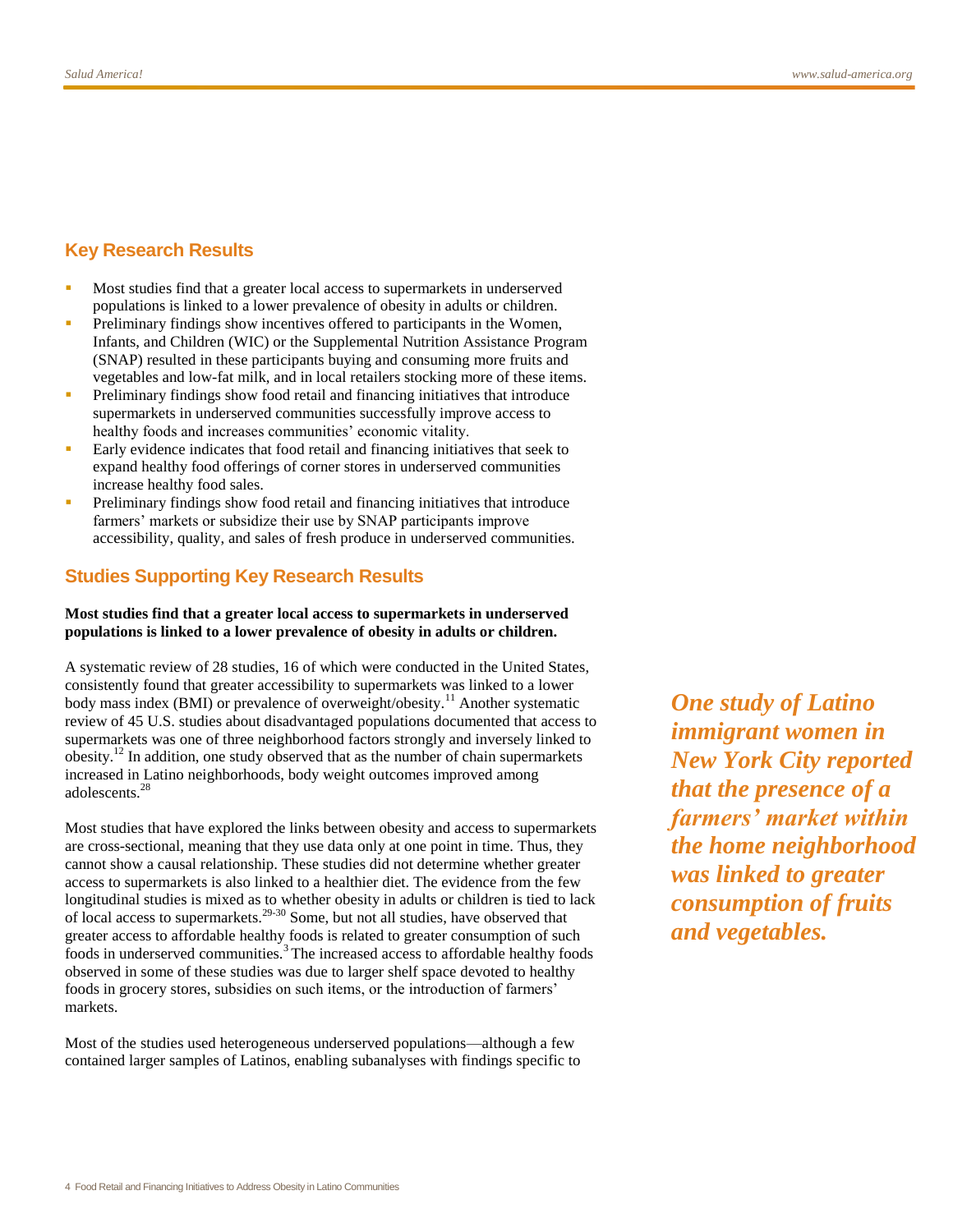## Key Research Results

- Most studies find that a greater local access to supermarkets in underserved populations is linked to a lower prevalence of obesity in adults or children.
- Preliminary findings show incentives offered to participants in the Women, Infants, and Children (WIC) or the Supplemental Nutrition Assistance Program (SNAP) resulted in these participants buying and consuming more fruits and vegetables and low-fat milk, and in local retailers stocking more of these items.
- Preliminary findings show food retail and financing initiatives that introduce supermarkets in underserved communities successfully improve access to healthy foods and increases communities' economic vitality.
- Early evidence indicates that food retail and financing initiatives that seek to expand healthy food offerings of corner stores in underserved communities increase healthy food sales.
- Preliminary findings show food retail and financing initiatives that introduce farmers' markets or subsidize their use by SNAP participants improve accessibility, quality, and sales of fresh produce in underserved communities.

## Studies Supporting Key Research Results

**Most studies find that a greater local access to supermarkets in underserved populations is linked to a lower prevalence of obesity in adults or children.**

A systematic review of 28 studies, 16 of which were conducted in the United States, consistently found that greater accessibility to supermarkets was linked to a lower body mass index (BMI) or prevalence of overweight/obesity.[11] Another systematic review of 45 U.S. studies about disadvantaged populations documented that access to supermarkets was one of three neighborhood factors strongly and inversely linked to obesity.[12] In addition, one study observed that as the number of chain supermarkets increased in Latino neighborhoods, body weight outcomes improved among adolescents.[28]

Most studies that have explored the links between obesity and access to supermarkets are cross-sectional, meaning that they use data only at one point in time. Thus, they cannot show a causal relationship. These studies did not determine whether greater access to supermarkets is also linked to a healthier diet. The evidence from the few longitudinal studies is mixed as to whether obesity in adults or children is tied to lack of local access to supermarkets.[29-30] Some, but not all studies, have observed that greater access to affordable healthy foods is related to greater consumption of such foods in underserved communities.[3] The increased access to affordable healthy foods observed in some of these studies was due to larger shelf space devoted to healthy foods in grocery stores, subsidies on such items, or the introduction of farmers' markets.

*One study of Latino immigrant women in New York City reported that the presence of a farmers' market within the home neighborhood was linked to greater consumption of fruits and vegetables.*

Most of the studies used heterogeneous underserved populations—although a few contained larger samples of Latinos, enabling subanalyses with findings specific to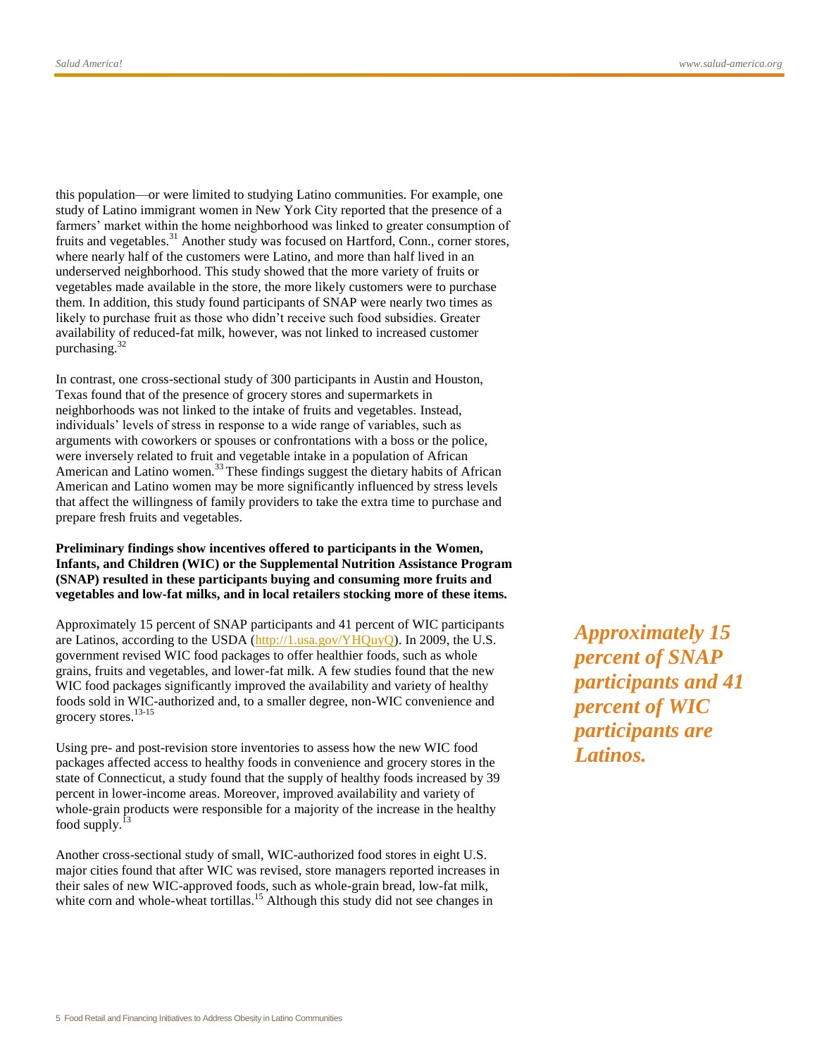this population—or were limited to studying Latino communities. For example, one study of Latino immigrant women in New York City reported that the presence of a farmers' market within the home neighborhood was linked to greater consumption of fruits and vegetables.[31] Another study was focused on Hartford, Conn., corner stores, where nearly half of the customers were Latino, and more than half lived in an underserved neighborhood. This study showed that the more variety of fruits or vegetables made available in the store, the more likely customers were to purchase them. In addition, this study found participants of SNAP were nearly two times as likely to purchase fruit as those who didn't receive such food subsidies. Greater availability of reduced-fat milk, however, was not linked to increased customer purchasing.[32]

In contrast, one cross-sectional study of 300 participants in Austin and Houston, Texas found that of the presence of grocery stores and supermarkets in neighborhoods was not linked to the intake of fruits and vegetables. Instead, individuals' levels of stress in response to a wide range of variables, such as arguments with coworkers or spouses or confrontations with a boss or the police, were inversely related to fruit and vegetable intake in a population of African American and Latino women.[33] These findings suggest the dietary habits of African American and Latino women may be more significantly influenced by stress levels that affect the willingness of family providers to take the extra time to purchase and prepare fresh fruits and vegetables.

**Preliminary findings show incentives offered to participants in the Women, Infants, and Children (WIC) or the Supplemental Nutrition Assistance Program (SNAP) resulted in these participants buying and consuming more fruits and vegetables and low-fat milks, and in local retailers stocking more of these items.**

Approximately 15 percent of SNAP participants and 41 percent of WIC participants are Latinos, according to the USDA (http://1.usa.gov/YHQuyQ). In 2009, the U.S. government revised WIC food packages to offer healthier foods, such as whole grains, fruits and vegetables, and lower-fat milk. A few studies found that the new WIC food packages significantly improved the availability and variety of healthy foods sold in WIC-authorized and, to a smaller degree, non-WIC convenience and grocery stores.[13-15]

***Approximately 15 percent of SNAP participants and 41 percent of WIC participants are Latinos.***

Using pre- and post-revision store inventories to assess how the new WIC food packages affected access to healthy foods in convenience and grocery stores in the state of Connecticut, a study found that the supply of healthy foods increased by 39 percent in lower-income areas. Moreover, improved availability and variety of whole-grain products were responsible for a majority of the increase in the healthy food supply.[13]

Another cross-sectional study of small, WIC-authorized food stores in eight U.S. major cities found that after WIC was revised, store managers reported increases in their sales of new WIC-approved foods, such as whole-grain bread, low-fat milk, white corn and whole-wheat tortillas.[15] Although this study did not see changes in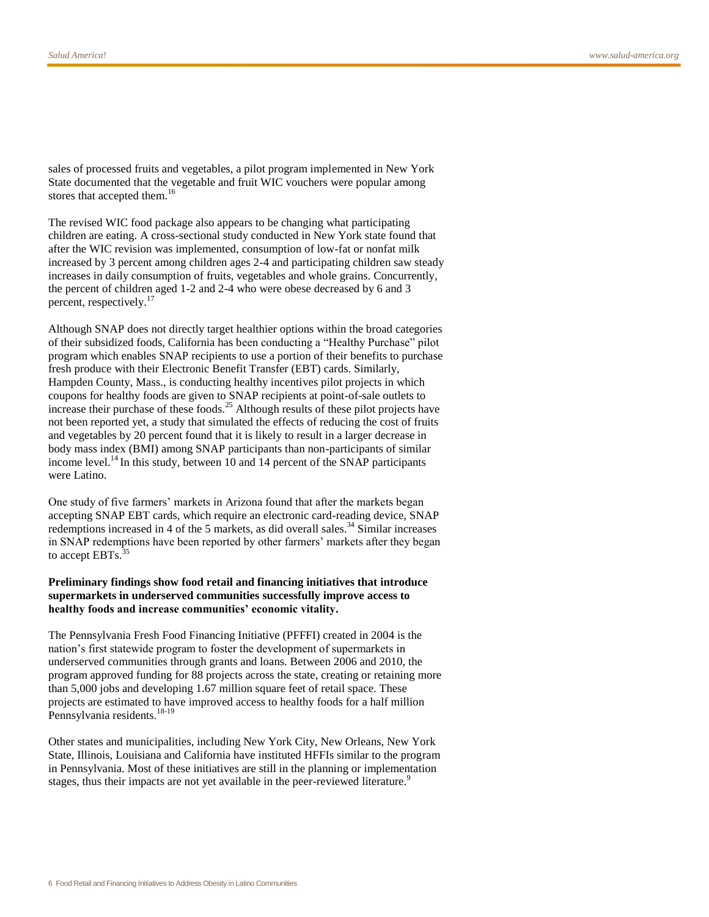sales of processed fruits and vegetables, a pilot program implemented in New York State documented that the vegetable and fruit WIC vouchers were popular among stores that accepted them.[16]

The revised WIC food package also appears to be changing what participating children are eating. A cross-sectional study conducted in New York state found that after the WIC revision was implemented, consumption of low-fat or nonfat milk increased by 3 percent among children ages 2-4 and participating children saw steady increases in daily consumption of fruits, vegetables and whole grains. Concurrently, the percent of children aged 1-2 and 2-4 who were obese decreased by 6 and 3 percent, respectively.[17]

Although SNAP does not directly target healthier options within the broad categories of their subsidized foods, California has been conducting a "Healthy Purchase" pilot program which enables SNAP recipients to use a portion of their benefits to purchase fresh produce with their Electronic Benefit Transfer (EBT) cards. Similarly, Hampden County, Mass., is conducting healthy incentives pilot projects in which coupons for healthy foods are given to SNAP recipients at point-of-sale outlets to increase their purchase of these foods.[25] Although results of these pilot projects have not been reported yet, a study that simulated the effects of reducing the cost of fruits and vegetables by 20 percent found that it is likely to result in a larger decrease in body mass index (BMI) among SNAP participants than non-participants of similar income level.[14] In this study, between 10 and 14 percent of the SNAP participants were Latino.

One study of five farmers' markets in Arizona found that after the markets began accepting SNAP EBT cards, which require an electronic card-reading device, SNAP redemptions increased in 4 of the 5 markets, as did overall sales.[34] Similar increases in SNAP redemptions have been reported by other farmers' markets after they began to accept EBTs.[35]

**Preliminary findings show food retail and financing initiatives that introduce supermarkets in underserved communities successfully improve access to healthy foods and increase communities' economic vitality.**

The Pennsylvania Fresh Food Financing Initiative (PFFFI) created in 2004 is the nation's first statewide program to foster the development of supermarkets in underserved communities through grants and loans. Between 2006 and 2010, the program approved funding for 88 projects across the state, creating or retaining more than 5,000 jobs and developing 1.67 million square feet of retail space. These projects are estimated to have improved access to healthy foods for a half million Pennsylvania residents.[18-19]

Other states and municipalities, including New York City, New Orleans, New York State, Illinois, Louisiana and California have instituted HFFIs similar to the program in Pennsylvania. Most of these initiatives are still in the planning or implementation stages, thus their impacts are not yet available in the peer-reviewed literature.[9]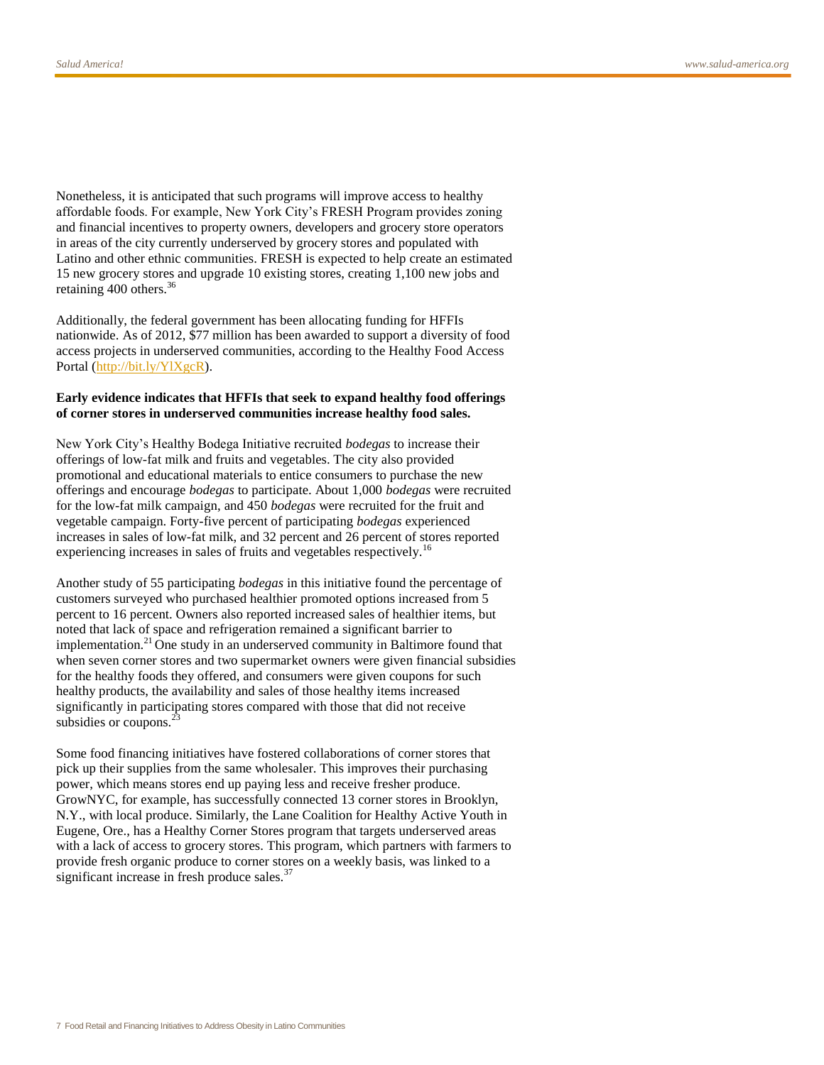Nonetheless, it is anticipated that such programs will improve access to healthy affordable foods. For example, New York City's FRESH Program provides zoning and financial incentives to property owners, developers and grocery store operators in areas of the city currently underserved by grocery stores and populated with Latino and other ethnic communities. FRESH is expected to help create an estimated 15 new grocery stores and upgrade 10 existing stores, creating 1,100 new jobs and retaining 400 others.[36]

Additionally, the federal government has been allocating funding for HFFIs nationwide. As of 2012, $77 million has been awarded to support a diversity of food access projects in underserved communities, according to the Healthy Food Access Portal (http://bit.ly/YlXgcR).

**Early evidence indicates that HFFIs that seek to expand healthy food offerings of corner stores in underserved communities increase healthy food sales.**

New York City's Healthy Bodega Initiative recruited *bodegas* to increase their offerings of low-fat milk and fruits and vegetables. The city also provided promotional and educational materials to entice consumers to purchase the new offerings and encourage *bodegas* to participate. About 1,000 *bodegas* were recruited for the low-fat milk campaign, and 450 *bodegas* were recruited for the fruit and vegetable campaign. Forty-five percent of participating *bodegas* experienced increases in sales of low-fat milk, and 32 percent and 26 percent of stores reported experiencing increases in sales of fruits and vegetables respectively.[16]

Another study of 55 participating *bodegas* in this initiative found the percentage of customers surveyed who purchased healthier promoted options increased from 5 percent to 16 percent. Owners also reported increased sales of healthier items, but noted that lack of space and refrigeration remained a significant barrier to implementation.[21] One study in an underserved community in Baltimore found that when seven corner stores and two supermarket owners were given financial subsidies for the healthy foods they offered, and consumers were given coupons for such healthy products, the availability and sales of those healthy items increased significantly in participating stores compared with those that did not receive subsidies or coupons.[23]

Some food financing initiatives have fostered collaborations of corner stores that pick up their supplies from the same wholesaler. This improves their purchasing power, which means stores end up paying less and receive fresher produce. GrowNYC, for example, has successfully connected 13 corner stores in Brooklyn, N.Y., with local produce. Similarly, the Lane Coalition for Healthy Active Youth in Eugene, Ore., has a Healthy Corner Stores program that targets underserved areas with a lack of access to grocery stores. This program, which partners with farmers to provide fresh organic produce to corner stores on a weekly basis, was linked to a significant increase in fresh produce sales.[37]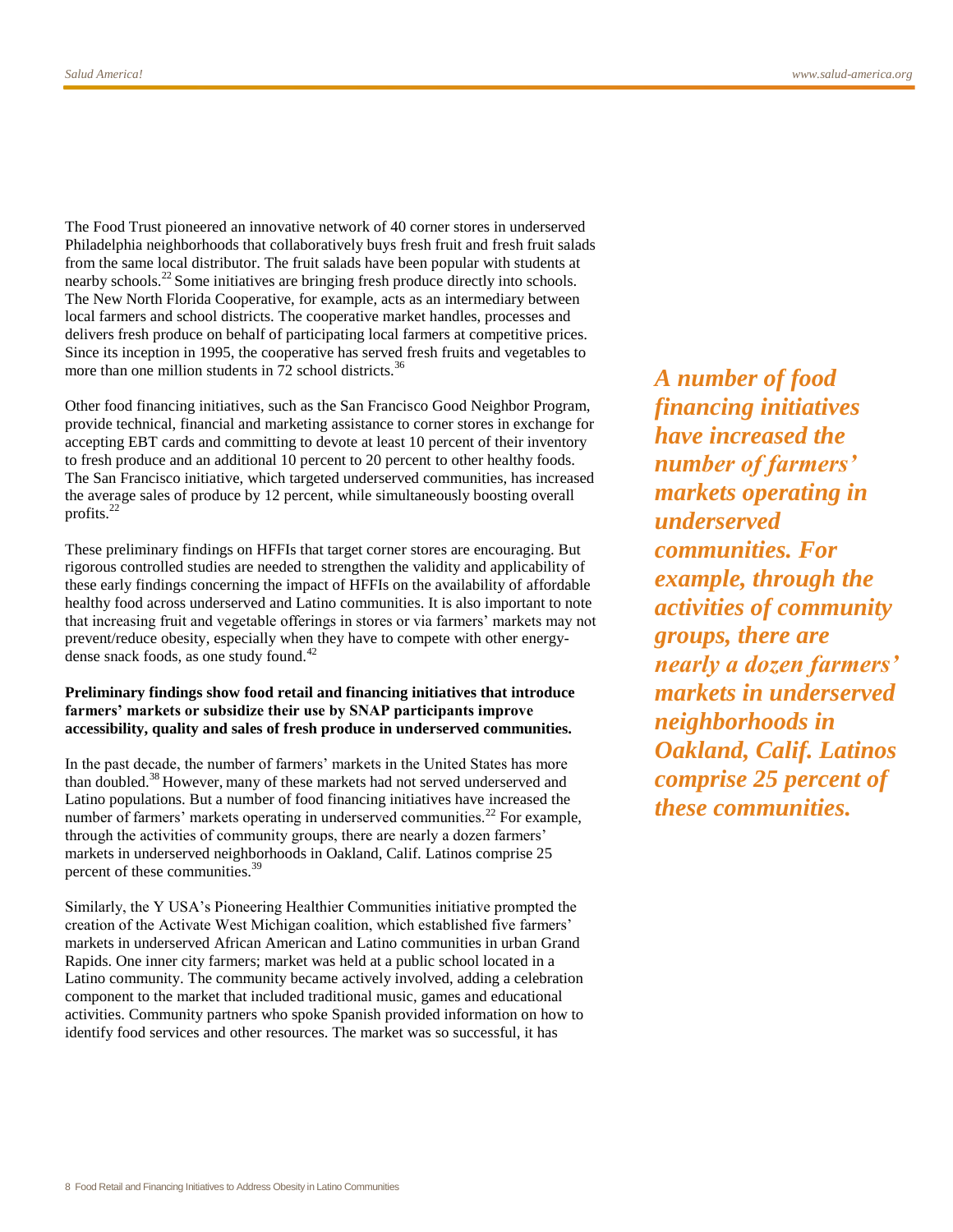The Food Trust pioneered an innovative network of 40 corner stores in underserved Philadelphia neighborhoods that collaboratively buys fresh fruit and fresh fruit salads from the same local distributor. The fruit salads have been popular with students at nearby schools.[22] Some initiatives are bringing fresh produce directly into schools. The New North Florida Cooperative, for example, acts as an intermediary between local farmers and school districts. The cooperative market handles, processes and delivers fresh produce on behalf of participating local farmers at competitive prices. Since its inception in 1995, the cooperative has served fresh fruits and vegetables to more than one million students in 72 school districts.[36]

Other food financing initiatives, such as the San Francisco Good Neighbor Program, provide technical, financial and marketing assistance to corner stores in exchange for accepting EBT cards and committing to devote at least 10 percent of their inventory to fresh produce and an additional 10 percent to 20 percent to other healthy foods. The San Francisco initiative, which targeted underserved communities, has increased the average sales of produce by 12 percent, while simultaneously boosting overall profits.[22]

These preliminary findings on HFFIs that target corner stores are encouraging. But rigorous controlled studies are needed to strengthen the validity and applicability of these early findings concerning the impact of HFFIs on the availability of affordable healthy food across underserved and Latino communities. It is also important to note that increasing fruit and vegetable offerings in stores or via farmers' markets may not prevent/reduce obesity, especially when they have to compete with other energy-dense snack foods, as one study found.[42]

**Preliminary findings show food retail and financing initiatives that introduce farmers' markets or subsidize their use by SNAP participants improve accessibility, quality and sales of fresh produce in underserved communities.**

In the past decade, the number of farmers' markets in the United States has more than doubled.[38] However, many of these markets had not served underserved and Latino populations. But a number of food financing initiatives have increased the number of farmers' markets operating in underserved communities.[22] For example, through the activities of community groups, there are nearly a dozen farmers' markets in underserved neighborhoods in Oakland, Calif. Latinos comprise 25 percent of these communities.[39]

*A number of food financing initiatives have increased the number of farmers' markets operating in underserved communities. For example, through the activities of community groups, there are nearly a dozen farmers' markets in underserved neighborhoods in Oakland, Calif. Latinos comprise 25 percent of these communities.*

Similarly, the Y USA's Pioneering Healthier Communities initiative prompted the creation of the Activate West Michigan coalition, which established five farmers' markets in underserved African American and Latino communities in urban Grand Rapids. One inner city farmers; market was held at a public school located in a Latino community. The community became actively involved, adding a celebration component to the market that included traditional music, games and educational activities. Community partners who spoke Spanish provided information on how to identify food services and other resources. The market was so successful, it has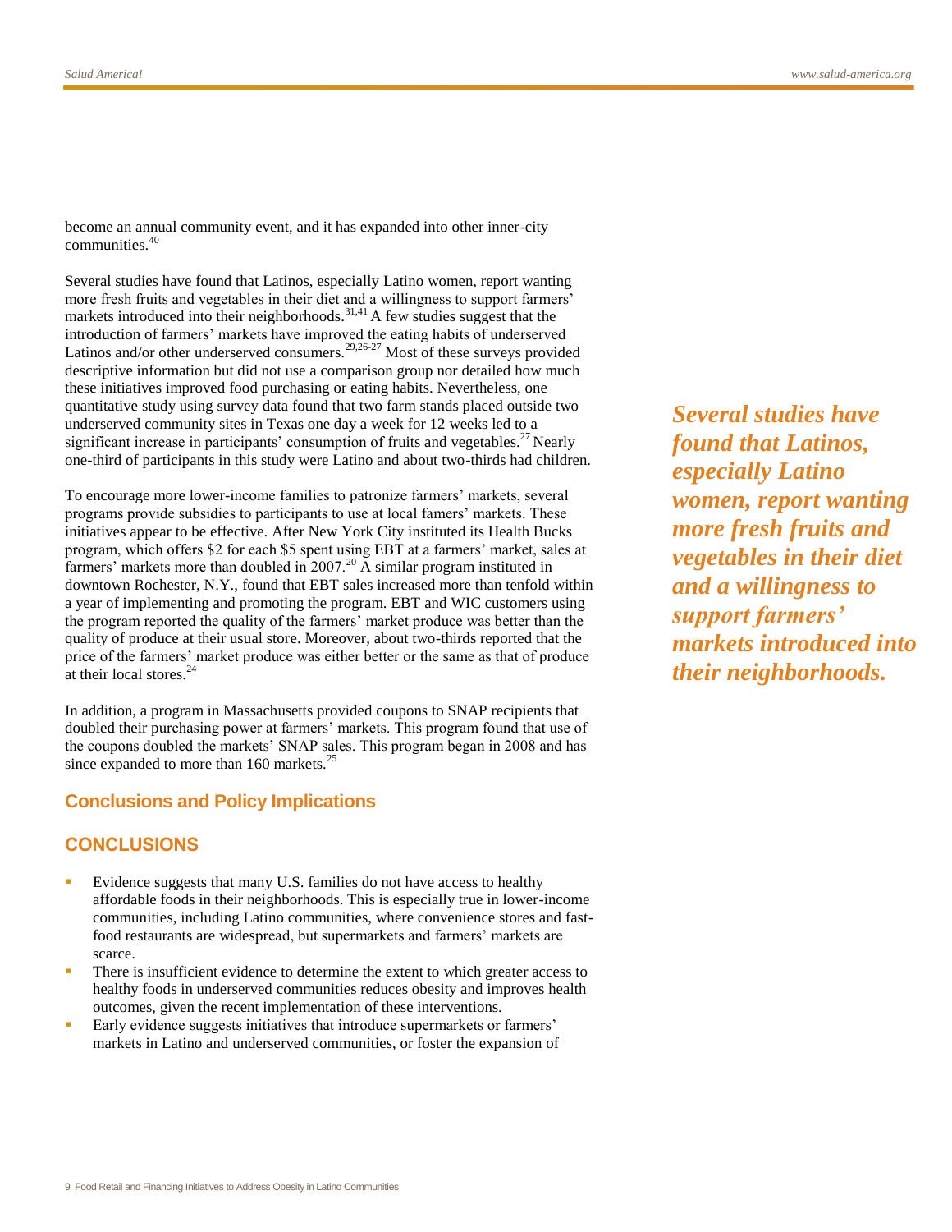become an annual community event, and it has expanded into other inner-city communities.[40]

Several studies have found that Latinos, especially Latino women, report wanting more fresh fruits and vegetables in their diet and a willingness to support farmers' markets introduced into their neighborhoods.[31,41] A few studies suggest that the introduction of farmers' markets have improved the eating habits of underserved Latinos and/or other underserved consumers.[29,26-27] Most of these surveys provided descriptive information but did not use a comparison group nor detailed how much these initiatives improved food purchasing or eating habits. Nevertheless, one quantitative study using survey data found that two farm stands placed outside two underserved community sites in Texas one day a week for 12 weeks led to a significant increase in participants' consumption of fruits and vegetables.[27] Nearly one-third of participants in this study were Latino and about two-thirds had children.

*Several studies have found that Latinos, especially Latino women, report wanting more fresh fruits and vegetables in their diet and a willingness to support farmers' markets introduced into their neighborhoods.*

To encourage more lower-income families to patronize farmers' markets, several programs provide subsidies to participants to use at local famers' markets. These initiatives appear to be effective. After New York City instituted its Health Bucks program, which offers $2 for each $5 spent using EBT at a farmers' market, sales at farmers' markets more than doubled in 2007.[20] A similar program instituted in downtown Rochester, N.Y., found that EBT sales increased more than tenfold within a year of implementing and promoting the program. EBT and WIC customers using the program reported the quality of the farmers' market produce was better than the quality of produce at their usual store. Moreover, about two-thirds reported that the price of the farmers' market produce was either better or the same as that of produce at their local stores.[24]

In addition, a program in Massachusetts provided coupons to SNAP recipients that doubled their purchasing power at farmers' markets. This program found that use of the coupons doubled the markets' SNAP sales. This program began in 2008 and has since expanded to more than 160 markets.[25]

## Conclusions and Policy Implications

### CONCLUSIONS

- Evidence suggests that many U.S. families do not have access to healthy affordable foods in their neighborhoods. This is especially true in lower-income communities, including Latino communities, where convenience stores and fast-food restaurants are widespread, but supermarkets and farmers' markets are scarce.
- There is insufficient evidence to determine the extent to which greater access to healthy foods in underserved communities reduces obesity and improves health outcomes, given the recent implementation of these interventions.
- Early evidence suggests initiatives that introduce supermarkets or farmers' markets in Latino and underserved communities, or foster the expansion of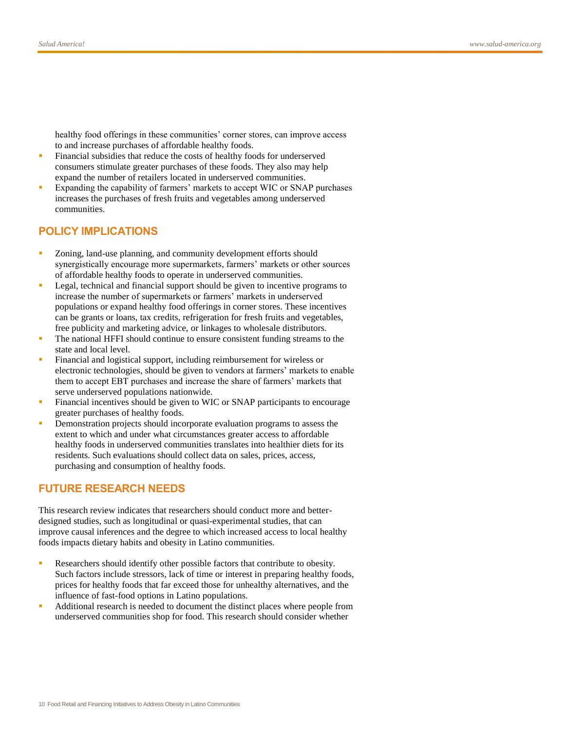healthy food offerings in these communities' corner stores, can improve access to and increase purchases of affordable healthy foods.

- Financial subsidies that reduce the costs of healthy foods for underserved consumers stimulate greater purchases of these foods. They also may help expand the number of retailers located in underserved communities.
- Expanding the capability of farmers' markets to accept WIC or SNAP purchases increases the purchases of fresh fruits and vegetables among underserved communities.

## POLICY IMPLICATIONS

- Zoning, land-use planning, and community development efforts should synergistically encourage more supermarkets, farmers' markets or other sources of affordable healthy foods to operate in underserved communities.
- Legal, technical and financial support should be given to incentive programs to increase the number of supermarkets or farmers' markets in underserved populations or expand healthy food offerings in corner stores. These incentives can be grants or loans, tax credits, refrigeration for fresh fruits and vegetables, free publicity and marketing advice, or linkages to wholesale distributors.
- The national HFFI should continue to ensure consistent funding streams to the state and local level.
- Financial and logistical support, including reimbursement for wireless or electronic technologies, should be given to vendors at farmers' markets to enable them to accept EBT purchases and increase the share of farmers' markets that serve underserved populations nationwide.
- Financial incentives should be given to WIC or SNAP participants to encourage greater purchases of healthy foods.
- Demonstration projects should incorporate evaluation programs to assess the extent to which and under what circumstances greater access to affordable healthy foods in underserved communities translates into healthier diets for its residents. Such evaluations should collect data on sales, prices, access, purchasing and consumption of healthy foods.

## FUTURE RESEARCH NEEDS

This research review indicates that researchers should conduct more and better-designed studies, such as longitudinal or quasi-experimental studies, that can improve causal inferences and the degree to which increased access to local healthy foods impacts dietary habits and obesity in Latino communities.

- Researchers should identify other possible factors that contribute to obesity. Such factors include stressors, lack of time or interest in preparing healthy foods, prices for healthy foods that far exceed those for unhealthy alternatives, and the influence of fast-food options in Latino populations.
- Additional research is needed to document the distinct places where people from underserved communities shop for food. This research should consider whether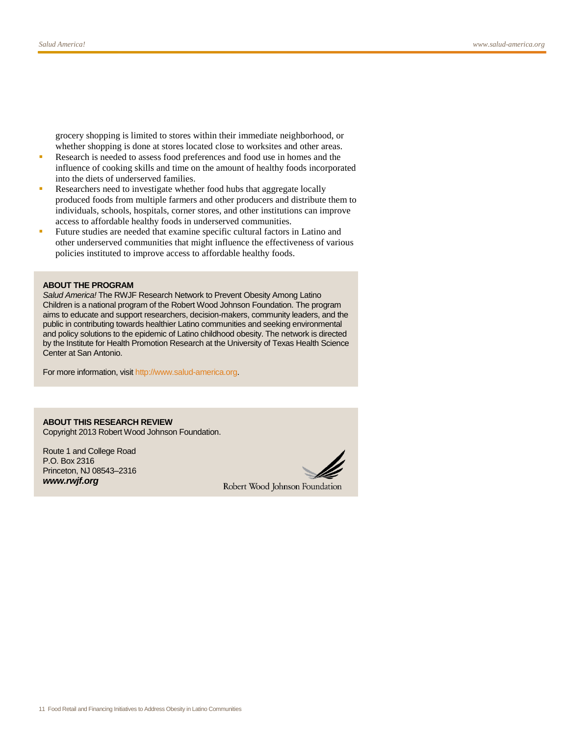grocery shopping is limited to stores within their immediate neighborhood, or whether shopping is done at stores located close to worksites and other areas.

- Research is needed to assess food preferences and food use in homes and the influence of cooking skills and time on the amount of healthy foods incorporated into the diets of underserved families.
- Researchers need to investigate whether food hubs that aggregate locally produced foods from multiple farmers and other producers and distribute them to individuals, schools, hospitals, corner stores, and other institutions can improve access to affordable healthy foods in underserved communities.
- Future studies are needed that examine specific cultural factors in Latino and other underserved communities that might influence the effectiveness of various policies instituted to improve access to affordable healthy foods.

**ABOUT THE PROGRAM**

*Salud America!* The RWJF Research Network to Prevent Obesity Among Latino Children is a national program of the Robert Wood Johnson Foundation. The program aims to educate and support researchers, decision-makers, community leaders, and the public in contributing towards healthier Latino communities and seeking environmental and policy solutions to the epidemic of Latino childhood obesity. The network is directed by the Institute for Health Promotion Research at the University of Texas Health Science Center at San Antonio.

For more information, visit http://www.salud-america.org.

**ABOUT THIS RESEARCH REVIEW**

Copyright 2013 Robert Wood Johnson Foundation.

Route 1 and College Road
P.O. Box 2316
Princeton, NJ 08543–2316
***www.rwjf.org***

Robert Wood Johnson Foundation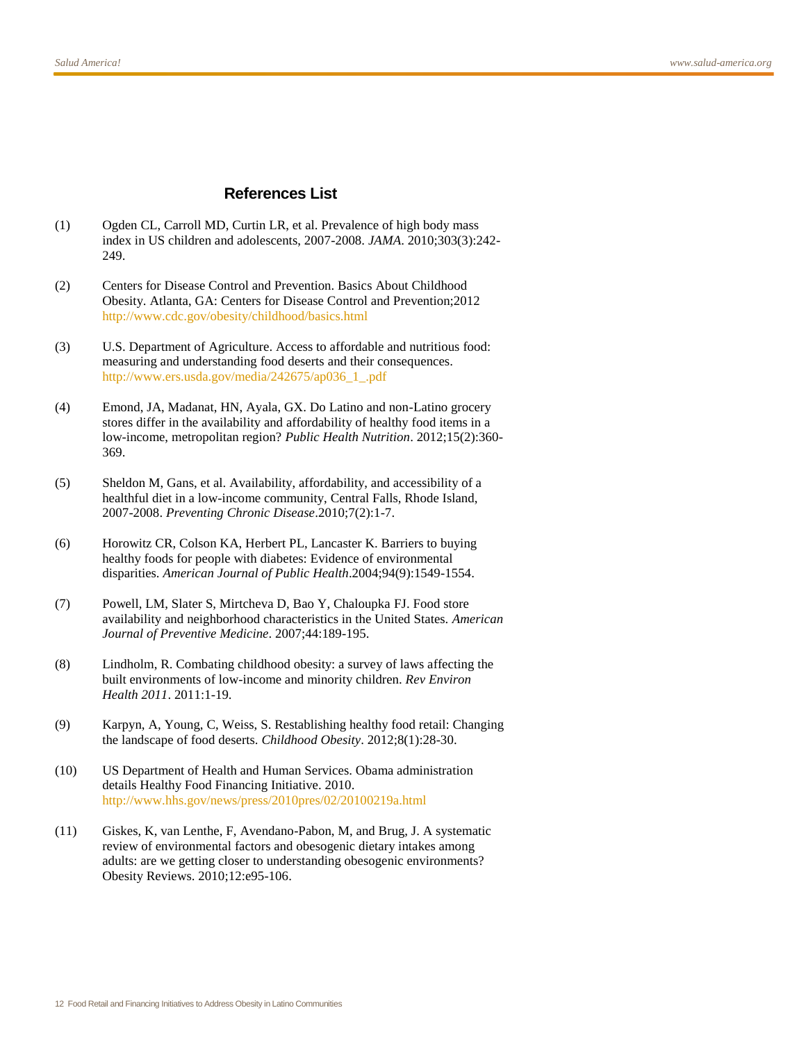## References List

(1) Ogden CL, Carroll MD, Curtin LR, et al. Prevalence of high body mass index in US children and adolescents, 2007-2008. *JAMA*. 2010;303(3):242-249.

(2) Centers for Disease Control and Prevention. Basics About Childhood Obesity. Atlanta, GA: Centers for Disease Control and Prevention;2012 http://www.cdc.gov/obesity/childhood/basics.html

(3) U.S. Department of Agriculture. Access to affordable and nutritious food: measuring and understanding food deserts and their consequences. http://www.ers.usda.gov/media/242675/ap036_1_.pdf

(4) Emond, JA, Madanat, HN, Ayala, GX. Do Latino and non-Latino grocery stores differ in the availability and affordability of healthy food items in a low-income, metropolitan region? *Public Health Nutrition*. 2012;15(2):360-369.

(5) Sheldon M, Gans, et al. Availability, affordability, and accessibility of a healthful diet in a low-income community, Central Falls, Rhode Island, 2007-2008. *Preventing Chronic Disease*.2010;7(2):1-7.

(6) Horowitz CR, Colson KA, Herbert PL, Lancaster K. Barriers to buying healthy foods for people with diabetes: Evidence of environmental disparities. *American Journal of Public Health*.2004;94(9):1549-1554.

(7) Powell, LM, Slater S, Mirtcheva D, Bao Y, Chaloupka FJ. Food store availability and neighborhood characteristics in the United States. *American Journal of Preventive Medicine*. 2007;44:189-195.

(8) Lindholm, R. Combating childhood obesity: a survey of laws affecting the built environments of low-income and minority children. *Rev Environ Health 2011*. 2011:1-19.

(9) Karpyn, A, Young, C, Weiss, S. Restablishing healthy food retail: Changing the landscape of food deserts. *Childhood Obesity*. 2012;8(1):28-30.

(10) US Department of Health and Human Services. Obama administration details Healthy Food Financing Initiative. 2010. http://www.hhs.gov/news/press/2010pres/02/20100219a.html

(11) Giskes, K, van Lenthe, F, Avendano-Pabon, M, and Brug, J. A systematic review of environmental factors and obesogenic dietary intakes among adults: are we getting closer to understanding obesogenic environments? Obesity Reviews. 2010;12:e95-106.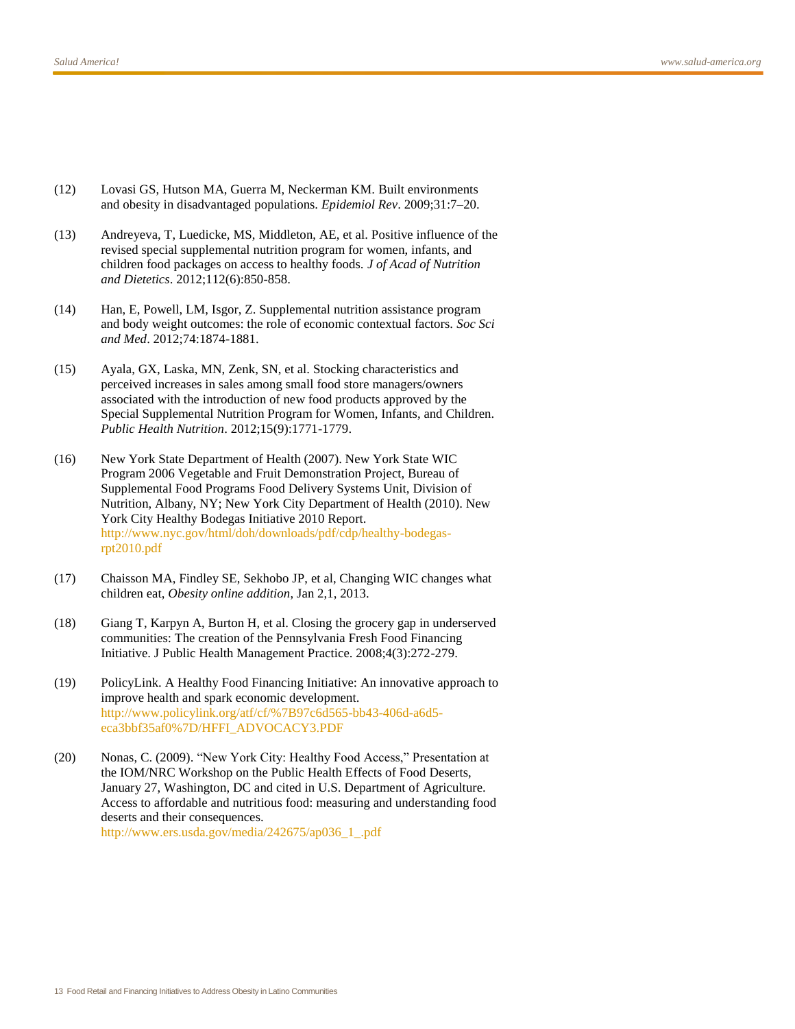(12) Lovasi GS, Hutson MA, Guerra M, Neckerman KM. Built environments and obesity in disadvantaged populations. *Epidemiol Rev*. 2009;31:7–20.

(13) Andreyeva, T, Luedicke, MS, Middleton, AE, et al. Positive influence of the revised special supplemental nutrition program for women, infants, and children food packages on access to healthy foods. *J of Acad of Nutrition and Dietetics*. 2012;112(6):850-858.

(14) Han, E, Powell, LM, Isgor, Z. Supplemental nutrition assistance program and body weight outcomes: the role of economic contextual factors. *Soc Sci and Med*. 2012;74:1874-1881.

(15) Ayala, GX, Laska, MN, Zenk, SN, et al. Stocking characteristics and perceived increases in sales among small food store managers/owners associated with the introduction of new food products approved by the Special Supplemental Nutrition Program for Women, Infants, and Children. *Public Health Nutrition*. 2012;15(9):1771-1779.

(16) New York State Department of Health (2007). New York State WIC Program 2006 Vegetable and Fruit Demonstration Project, Bureau of Supplemental Food Programs Food Delivery Systems Unit, Division of Nutrition, Albany, NY; New York City Department of Health (2010). New York City Healthy Bodegas Initiative 2010 Report. http://www.nyc.gov/html/doh/downloads/pdf/cdp/healthy-bodegas-rpt2010.pdf

(17) Chaisson MA, Findley SE, Sekhobo JP, et al, Changing WIC changes what children eat, *Obesity online addition*, Jan 2,1, 2013.

(18) Giang T, Karpyn A, Burton H, et al. Closing the grocery gap in underserved communities: The creation of the Pennsylvania Fresh Food Financing Initiative. J Public Health Management Practice. 2008;4(3):272-279.

(19) PolicyLink. A Healthy Food Financing Initiative: An innovative approach to improve health and spark economic development. http://www.policylink.org/atf/cf/%7B97c6d565-bb43-406d-a6d5-eca3bbf35af0%7D/HFFI_ADVOCACY3.PDF

(20) Nonas, C. (2009). "New York City: Healthy Food Access," Presentation at the IOM/NRC Workshop on the Public Health Effects of Food Deserts, January 27, Washington, DC and cited in U.S. Department of Agriculture. Access to affordable and nutritious food: measuring and understanding food deserts and their consequences. http://www.ers.usda.gov/media/242675/ap036_1_.pdf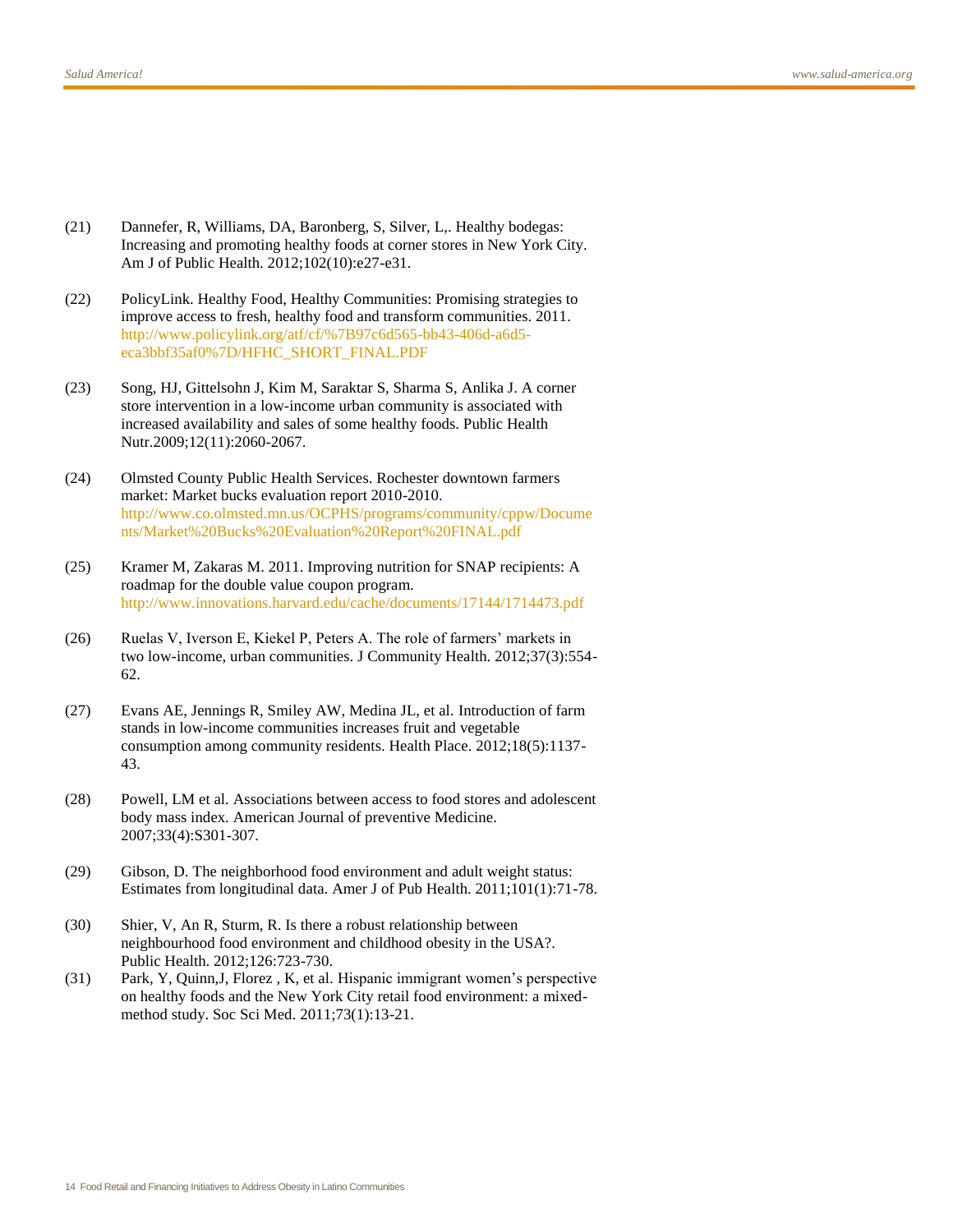(21) Dannefer, R, Williams, DA, Baronberg, S, Silver, L,. Healthy bodegas: Increasing and promoting healthy foods at corner stores in New York City. Am J of Public Health. 2012;102(10):e27-e31.

(22) PolicyLink. Healthy Food, Healthy Communities: Promising strategies to improve access to fresh, healthy food and transform communities. 2011. http://www.policylink.org/atf/cf/%7B97c6d565-bb43-406d-a6d5-eca3bbf35af0%7D/HFHC_SHORT_FINAL.PDF

(23) Song, HJ, Gittelsohn J, Kim M, Saraktar S, Sharma S, Anlika J. A corner store intervention in a low-income urban community is associated with increased availability and sales of some healthy foods. Public Health Nutr.2009;12(11):2060-2067.

(24) Olmsted County Public Health Services. Rochester downtown farmers market: Market bucks evaluation report 2010-2010. http://www.co.olmsted.mn.us/OCPHS/programs/community/cppw/Documents/Market%20Bucks%20Evaluation%20Report%20FINAL.pdf

(25) Kramer M, Zakaras M. 2011. Improving nutrition for SNAP recipients: A roadmap for the double value coupon program. http://www.innovations.harvard.edu/cache/documents/17144/1714473.pdf

(26) Ruelas V, Iverson E, Kiekel P, Peters A. The role of farmers' markets in two low-income, urban communities. J Community Health. 2012;37(3):554-62.

(27) Evans AE, Jennings R, Smiley AW, Medina JL, et al. Introduction of farm stands in low-income communities increases fruit and vegetable consumption among community residents. Health Place. 2012;18(5):1137-43.

(28) Powell, LM et al. Associations between access to food stores and adolescent body mass index. American Journal of preventive Medicine. 2007;33(4):S301-307.

(29) Gibson, D. The neighborhood food environment and adult weight status: Estimates from longitudinal data. Amer J of Pub Health. 2011;101(1):71-78.

(30) Shier, V, An R, Sturm, R. Is there a robust relationship between neighbourhood food environment and childhood obesity in the USA?. Public Health. 2012;126:723-730.

(31) Park, Y, Quinn,J, Florez , K, et al. Hispanic immigrant women's perspective on healthy foods and the New York City retail food environment: a mixed-method study. Soc Sci Med. 2011;73(1):13-21.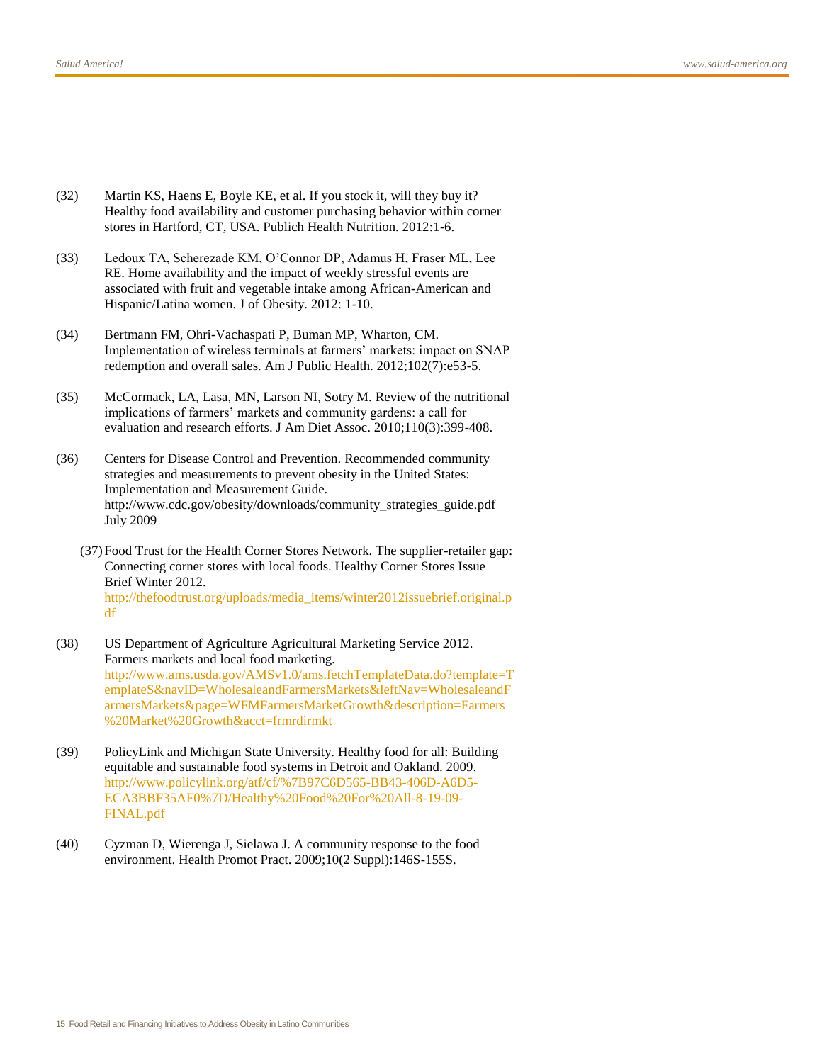(32) Martin KS, Haens E, Boyle KE, et al. If you stock it, will they buy it? Healthy food availability and customer purchasing behavior within corner stores in Hartford, CT, USA. Publich Health Nutrition. 2012:1-6.

(33) Ledoux TA, Scherezade KM, O'Connor DP, Adamus H, Fraser ML, Lee RE. Home availability and the impact of weekly stressful events are associated with fruit and vegetable intake among African-American and Hispanic/Latina women. J of Obesity. 2012: 1-10.

(34) Bertmann FM, Ohri-Vachaspati P, Buman MP, Wharton, CM. Implementation of wireless terminals at farmers' markets: impact on SNAP redemption and overall sales. Am J Public Health. 2012;102(7):e53-5.

(35) McCormack, LA, Lasa, MN, Larson NI, Sotry M. Review of the nutritional implications of farmers' markets and community gardens: a call for evaluation and research efforts. J Am Diet Assoc. 2010;110(3):399-408.

(36) Centers for Disease Control and Prevention. Recommended community strategies and measurements to prevent obesity in the United States: Implementation and Measurement Guide. http://www.cdc.gov/obesity/downloads/community_strategies_guide.pdf July 2009

(37) Food Trust for the Health Corner Stores Network. The supplier-retailer gap: Connecting corner stores with local foods. Healthy Corner Stores Issue Brief Winter 2012. http://thefoodtrust.org/uploads/media_items/winter2012issuebrief.original.pdf

(38) US Department of Agriculture Agricultural Marketing Service 2012. Farmers markets and local food marketing. http://www.ams.usda.gov/AMSv1.0/ams.fetchTemplateData.do?template=TemplateS&navID=WholesaleandFarmersMarkets&leftNav=WholesaleandFarmersMarkets&page=WFMFarmersMarketGrowth&description=Farmers%20Market%20Growth&acct=frmrdirmkt

(39) PolicyLink and Michigan State University. Healthy food for all: Building equitable and sustainable food systems in Detroit and Oakland. 2009. http://www.policylink.org/atf/cf/%7B97C6D565-BB43-406D-A6D5-ECA3BBF35AF0%7D/Healthy%20Food%20For%20All-8-19-09-FINAL.pdf

(40) Cyzman D, Wierenga J, Sielawa J. A community response to the food environment. Health Promot Pract. 2009;10(2 Suppl):146S-155S.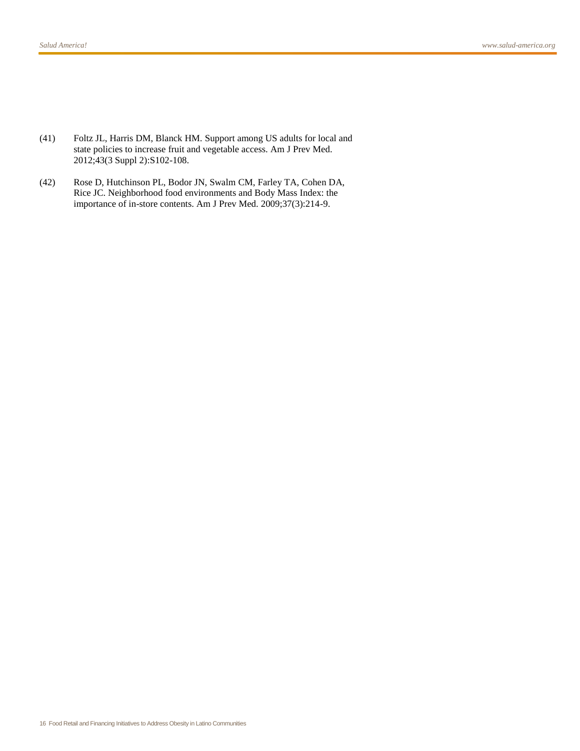(41) Foltz JL, Harris DM, Blanck HM. Support among US adults for local and state policies to increase fruit and vegetable access. Am J Prev Med. 2012;43(3 Suppl 2):S102-108.

(42) Rose D, Hutchinson PL, Bodor JN, Swalm CM, Farley TA, Cohen DA, Rice JC. Neighborhood food environments and Body Mass Index: the importance of in-store contents. Am J Prev Med. 2009;37(3):214-9.